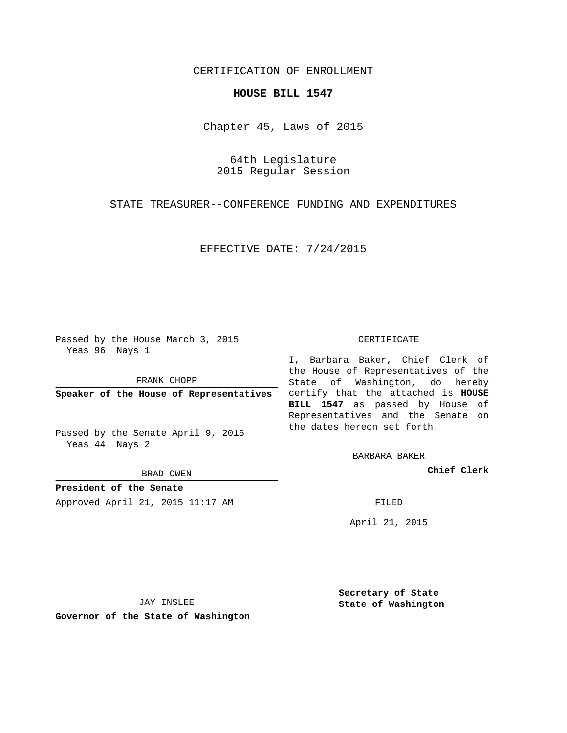CERTIFICATION OF ENROLLMENT

# HOUSE BILL 1547

Chapter 45, Laws of 2015

64th Legislature
2015 Regular Session

STATE TREASURER--CONFERENCE FUNDING AND EXPENDITURES

EFFECTIVE DATE: 7/24/2015

Passed by the House March 3, 2015
Yeas 96 Nays 1

FRANK CHOPP

**Speaker of the House of Representatives**

Passed by the Senate April 9, 2015
Yeas 44 Nays 2

BRAD OWEN

**President of the Senate**

Approved April 21, 2015 11:17 AM

JAY INSLEE

**Governor of the State of Washington**

CERTIFICATE

I, Barbara Baker, Chief Clerk of the House of Representatives of the State of Washington, do hereby certify that the attached is **HOUSE BILL 1547** as passed by House of Representatives and the Senate on the dates hereon set forth.

BARBARA BAKER

**Chief Clerk**

FILED

April 21, 2015

**Secretary of State**
**State of Washington**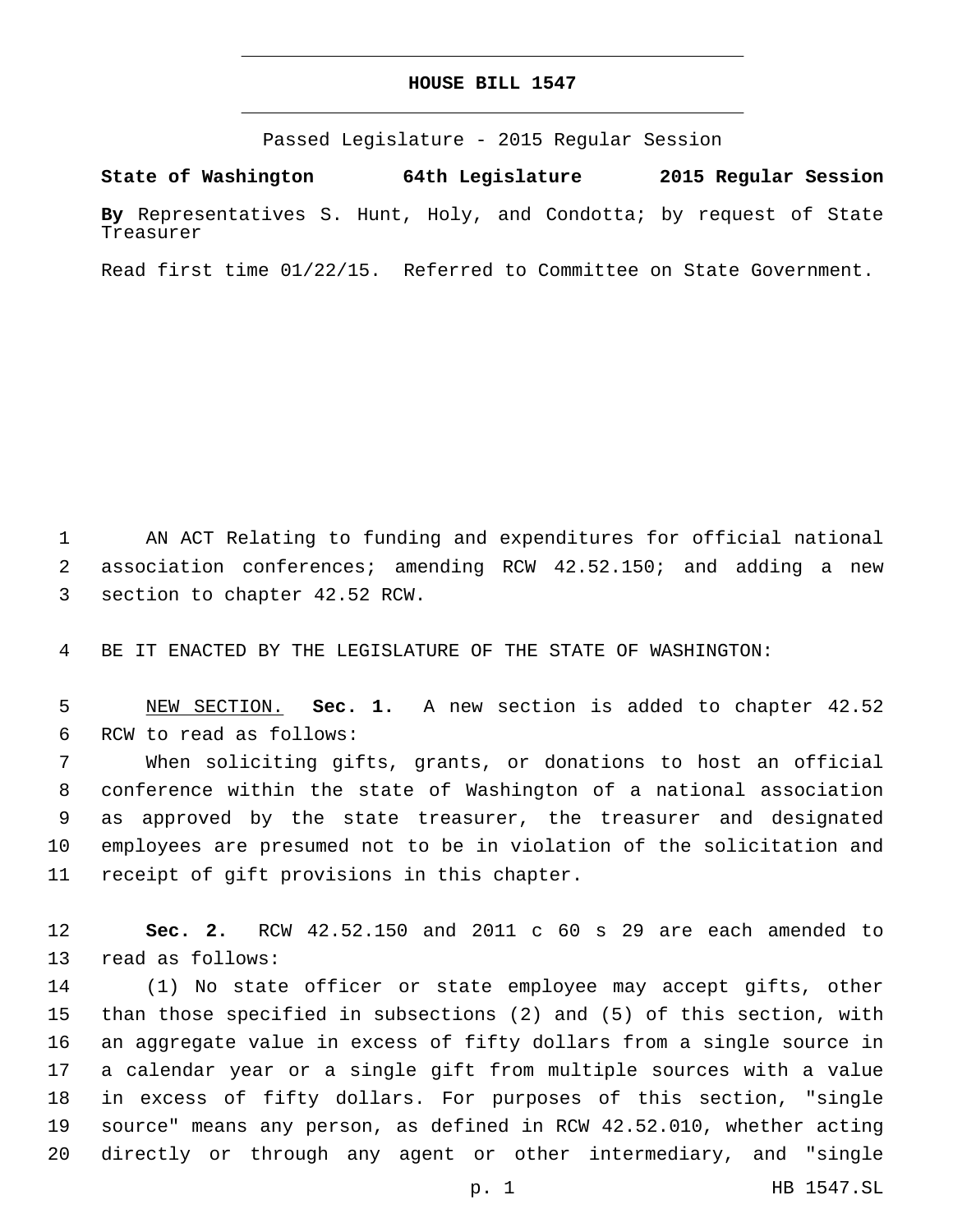# HOUSE BILL 1547

Passed Legislature - 2015 Regular Session

**State of Washington 64th Legislature 2015 Regular Session**

**By** Representatives S. Hunt, Holy, and Condotta; by request of State Treasurer

Read first time 01/22/15. Referred to Committee on State Government.

AN ACT Relating to funding and expenditures for official national association conferences; amending RCW 42.52.150; and adding a new section to chapter 42.52 RCW.

BE IT ENACTED BY THE LEGISLATURE OF THE STATE OF WASHINGTON:

NEW SECTION. **Sec. 1.** A new section is added to chapter 42.52 RCW to read as follows:

When soliciting gifts, grants, or donations to host an official conference within the state of Washington of a national association as approved by the state treasurer, the treasurer and designated employees are presumed not to be in violation of the solicitation and receipt of gift provisions in this chapter.

**Sec. 2.** RCW 42.52.150 and 2011 c 60 s 29 are each amended to read as follows:

(1) No state officer or state employee may accept gifts, other than those specified in subsections (2) and (5) of this section, with an aggregate value in excess of fifty dollars from a single source in a calendar year or a single gift from multiple sources with a value in excess of fifty dollars. For purposes of this section, "single source" means any person, as defined in RCW 42.52.010, whether acting directly or through any agent or other intermediary, and "single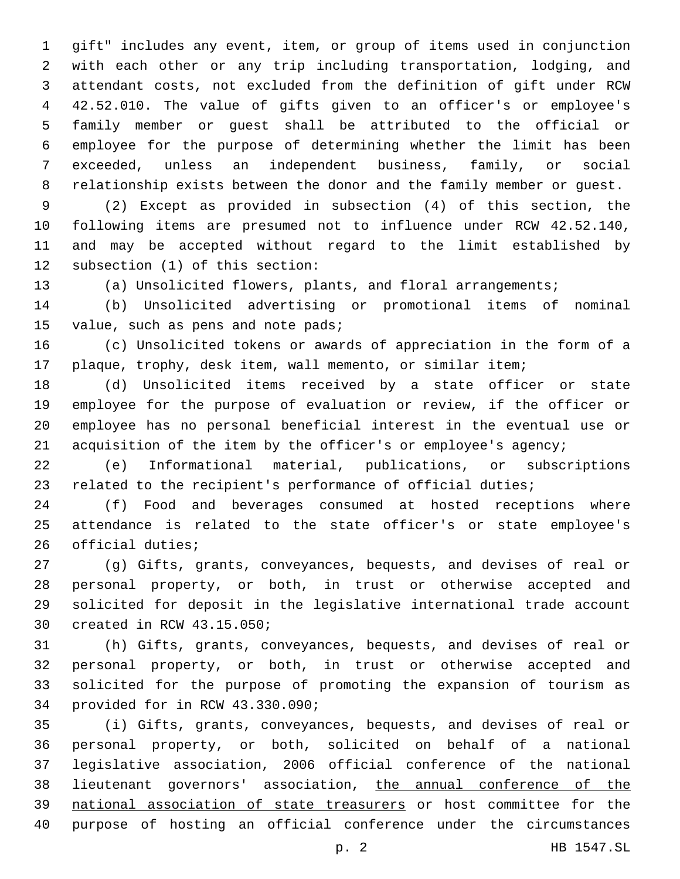gift" includes any event, item, or group of items used in conjunction with each other or any trip including transportation, lodging, and attendant costs, not excluded from the definition of gift under RCW 42.52.010. The value of gifts given to an officer's or employee's family member or guest shall be attributed to the official or employee for the purpose of determining whether the limit has been exceeded, unless an independent business, family, or social relationship exists between the donor and the family member or guest.

(2) Except as provided in subsection (4) of this section, the following items are presumed not to influence under RCW 42.52.140, and may be accepted without regard to the limit established by subsection (1) of this section:

(a) Unsolicited flowers, plants, and floral arrangements;

(b) Unsolicited advertising or promotional items of nominal value, such as pens and note pads;

(c) Unsolicited tokens or awards of appreciation in the form of a plaque, trophy, desk item, wall memento, or similar item;

(d) Unsolicited items received by a state officer or state employee for the purpose of evaluation or review, if the officer or employee has no personal beneficial interest in the eventual use or acquisition of the item by the officer's or employee's agency;

(e) Informational material, publications, or subscriptions related to the recipient's performance of official duties;

(f) Food and beverages consumed at hosted receptions where attendance is related to the state officer's or state employee's official duties;

(g) Gifts, grants, conveyances, bequests, and devises of real or personal property, or both, in trust or otherwise accepted and solicited for deposit in the legislative international trade account created in RCW 43.15.050;

(h) Gifts, grants, conveyances, bequests, and devises of real or personal property, or both, in trust or otherwise accepted and solicited for the purpose of promoting the expansion of tourism as provided for in RCW 43.330.090;

(i) Gifts, grants, conveyances, bequests, and devises of real or personal property, or both, solicited on behalf of a national legislative association, 2006 official conference of the national lieutenant governors' association, <u>the annual conference of the national association of state treasurers</u> or host committee for the purpose of hosting an official conference under the circumstances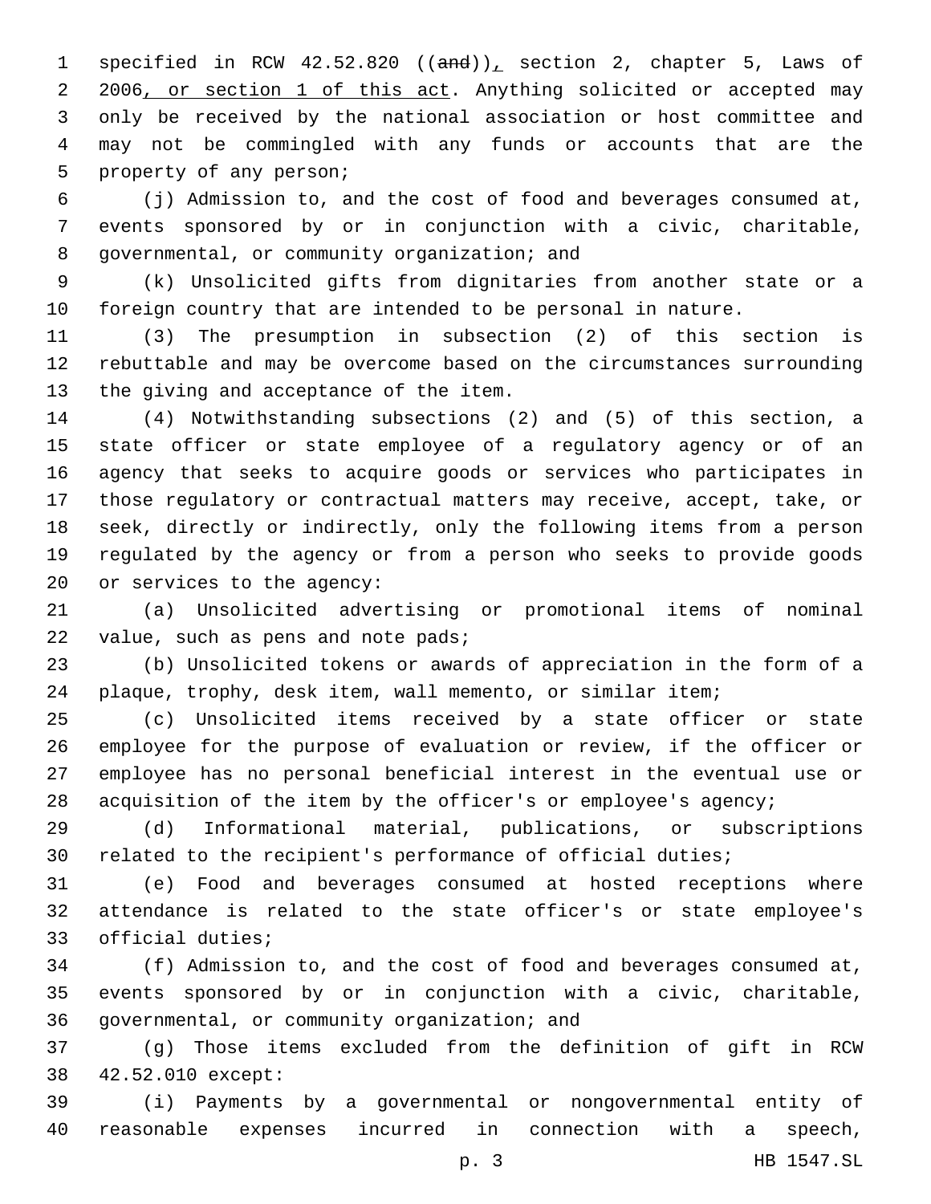specified in RCW 42.52.820 ((~~and~~))_,_ section 2, chapter 5, Laws of 2006_, or section 1 of this act_. Anything solicited or accepted may only be received by the national association or host committee and may not be commingled with any funds or accounts that are the property of any person;

(j) Admission to, and the cost of food and beverages consumed at, events sponsored by or in conjunction with a civic, charitable, governmental, or community organization; and

(k) Unsolicited gifts from dignitaries from another state or a foreign country that are intended to be personal in nature.

(3) The presumption in subsection (2) of this section is rebuttable and may be overcome based on the circumstances surrounding the giving and acceptance of the item.

(4) Notwithstanding subsections (2) and (5) of this section, a state officer or state employee of a regulatory agency or of an agency that seeks to acquire goods or services who participates in those regulatory or contractual matters may receive, accept, take, or seek, directly or indirectly, only the following items from a person regulated by the agency or from a person who seeks to provide goods or services to the agency:

(a) Unsolicited advertising or promotional items of nominal value, such as pens and note pads;

(b) Unsolicited tokens or awards of appreciation in the form of a plaque, trophy, desk item, wall memento, or similar item;

(c) Unsolicited items received by a state officer or state employee for the purpose of evaluation or review, if the officer or employee has no personal beneficial interest in the eventual use or acquisition of the item by the officer's or employee's agency;

(d) Informational material, publications, or subscriptions related to the recipient's performance of official duties;

(e) Food and beverages consumed at hosted receptions where attendance is related to the state officer's or state employee's official duties;

(f) Admission to, and the cost of food and beverages consumed at, events sponsored by or in conjunction with a civic, charitable, governmental, or community organization; and

(g) Those items excluded from the definition of gift in RCW 42.52.010 except:

(i) Payments by a governmental or nongovernmental entity of reasonable expenses incurred in connection with a speech,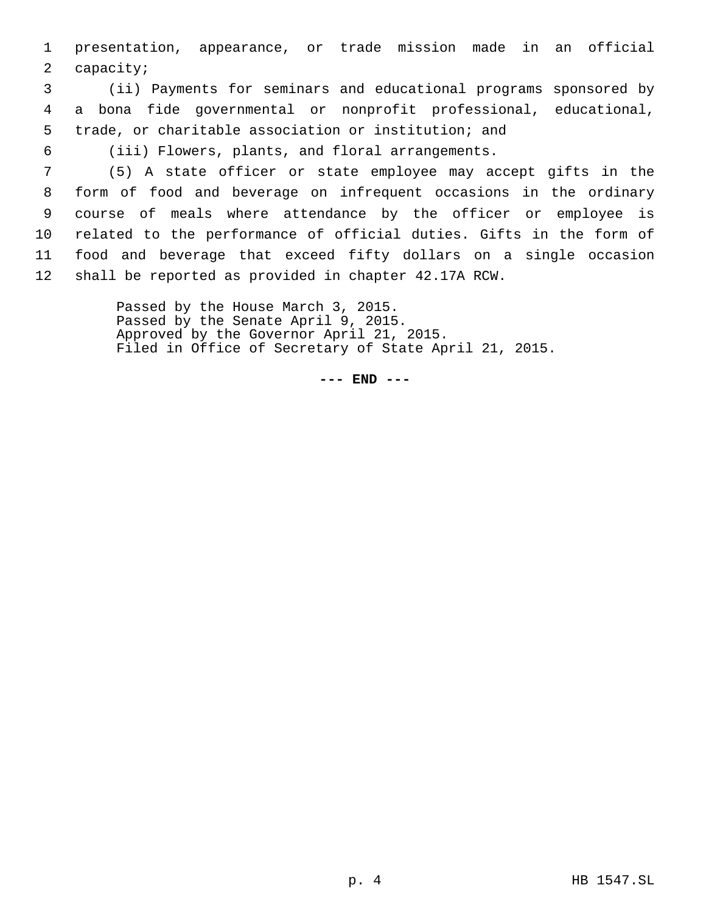presentation, appearance, or trade mission made in an official capacity;

(ii) Payments for seminars and educational programs sponsored by a bona fide governmental or nonprofit professional, educational, trade, or charitable association or institution; and

(iii) Flowers, plants, and floral arrangements.

(5) A state officer or state employee may accept gifts in the form of food and beverage on infrequent occasions in the ordinary course of meals where attendance by the officer or employee is related to the performance of official duties. Gifts in the form of food and beverage that exceed fifty dollars on a single occasion shall be reported as provided in chapter 42.17A RCW.

Passed by the House March 3, 2015.
Passed by the Senate April 9, 2015.
Approved by the Governor April 21, 2015.
Filed in Office of Secretary of State April 21, 2015.

**--- END ---**